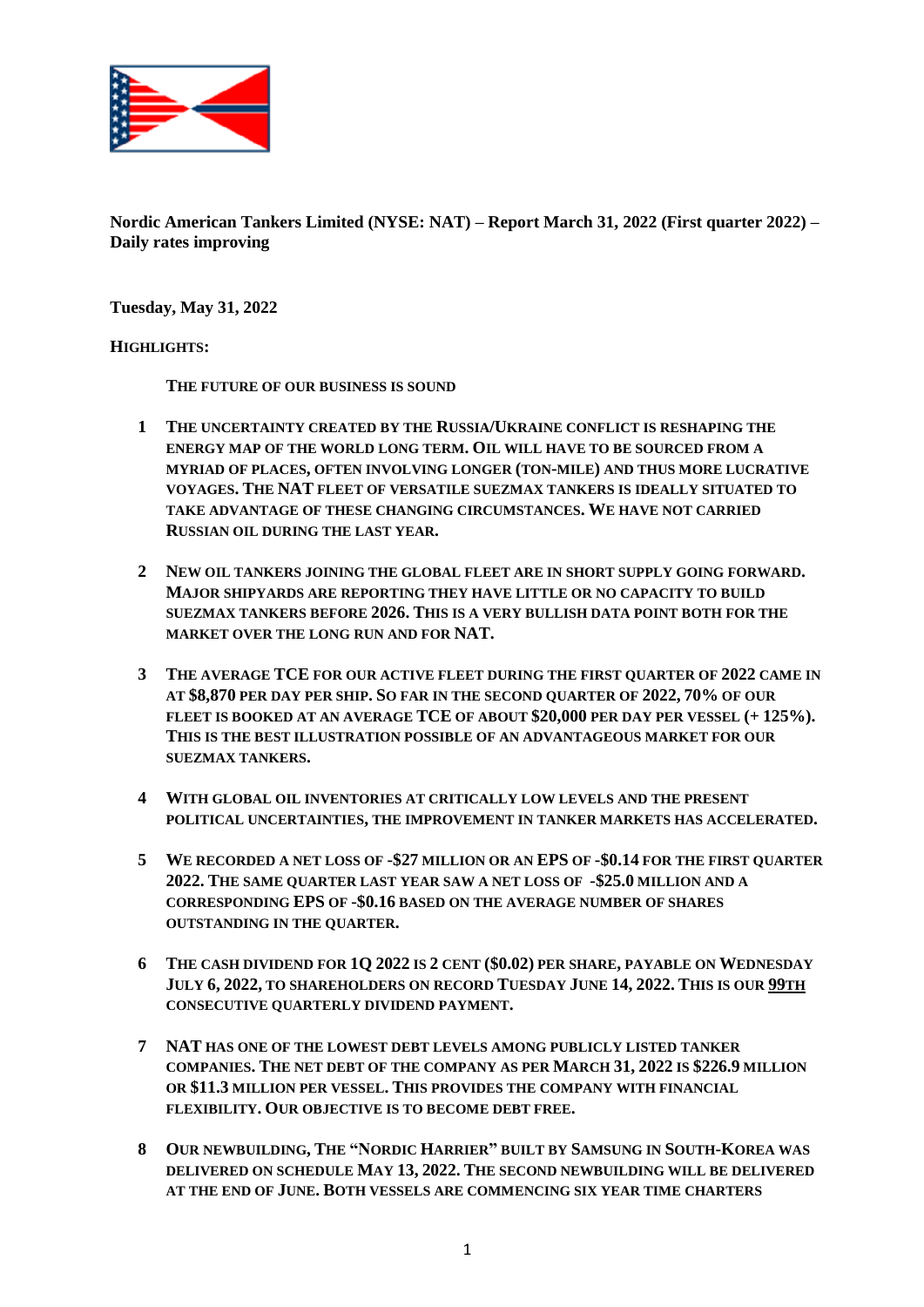**Nordic American Tankers Limited (NYSE: NAT) – Report March 31, 2022 (First quarter 2022) – Daily rates improving**

**Tuesday, May 31, 2022**

**HIGHLIGHTS:**

**THE FUTURE OF OUR BUSINESS IS SOUND**

1. **THE UNCERTAINTY CREATED BY THE RUSSIA/UKRAINE CONFLICT IS RESHAPING THE ENERGY MAP OF THE WORLD LONG TERM. OIL WILL HAVE TO BE SOURCED FROM A MYRIAD OF PLACES, OFTEN INVOLVING LONGER (TON-MILE) AND THUS MORE LUCRATIVE VOYAGES. THE NAT FLEET OF VERSATILE SUEZMAX TANKERS IS IDEALLY SITUATED TO TAKE ADVANTAGE OF THESE CHANGING CIRCUMSTANCES. WE HAVE NOT CARRIED RUSSIAN OIL DURING THE LAST YEAR.**

2. **NEW OIL TANKERS JOINING THE GLOBAL FLEET ARE IN SHORT SUPPLY GOING FORWARD. MAJOR SHIPYARDS ARE REPORTING THEY HAVE LITTLE OR NO CAPACITY TO BUILD SUEZMAX TANKERS BEFORE 2026. THIS IS A VERY BULLISH DATA POINT BOTH FOR THE MARKET OVER THE LONG RUN AND FOR NAT.**

3. **THE AVERAGE TCE FOR OUR ACTIVE FLEET DURING THE FIRST QUARTER OF 2022 CAME IN AT $8,870 PER DAY PER SHIP. SO FAR IN THE SECOND QUARTER OF 2022, 70% OF OUR FLEET IS BOOKED AT AN AVERAGE TCE OF ABOUT $20,000 PER DAY PER VESSEL (+ 125%). THIS IS THE BEST ILLUSTRATION POSSIBLE OF AN ADVANTAGEOUS MARKET FOR OUR SUEZMAX TANKERS.**

4. **WITH GLOBAL OIL INVENTORIES AT CRITICALLY LOW LEVELS AND THE PRESENT POLITICAL UNCERTAINTIES, THE IMPROVEMENT IN TANKER MARKETS HAS ACCELERATED.**

5. **WE RECORDED A NET LOSS OF -$27 MILLION OR AN EPS OF -$0.14 FOR THE FIRST QUARTER 2022. THE SAME QUARTER LAST YEAR SAW A NET LOSS OF -$25.0 MILLION AND A CORRESPONDING EPS OF -$0.16 BASED ON THE AVERAGE NUMBER OF SHARES OUTSTANDING IN THE QUARTER.**

6. **THE CASH DIVIDEND FOR 1Q 2022 IS 2 CENT ($0.02) PER SHARE, PAYABLE ON WEDNESDAY JULY 6, 2022, TO SHAREHOLDERS ON RECORD TUESDAY JUNE 14, 2022. THIS IS OUR <u>99TH</u> CONSECUTIVE QUARTERLY DIVIDEND PAYMENT.**

7. **NAT HAS ONE OF THE LOWEST DEBT LEVELS AMONG PUBLICLY LISTED TANKER COMPANIES. THE NET DEBT OF THE COMPANY AS PER MARCH 31, 2022 IS $226.9 MILLION OR $11.3 MILLION PER VESSEL. THIS PROVIDES THE COMPANY WITH FINANCIAL FLEXIBILITY. OUR OBJECTIVE IS TO BECOME DEBT FREE.**

8. **OUR NEWBUILDING, THE "NORDIC HARRIER" BUILT BY SAMSUNG IN SOUTH-KOREA WAS DELIVERED ON SCHEDULE MAY 13, 2022. THE SECOND NEWBUILDING WILL BE DELIVERED AT THE END OF JUNE. BOTH VESSELS ARE COMMENCING SIX YEAR TIME CHARTERS**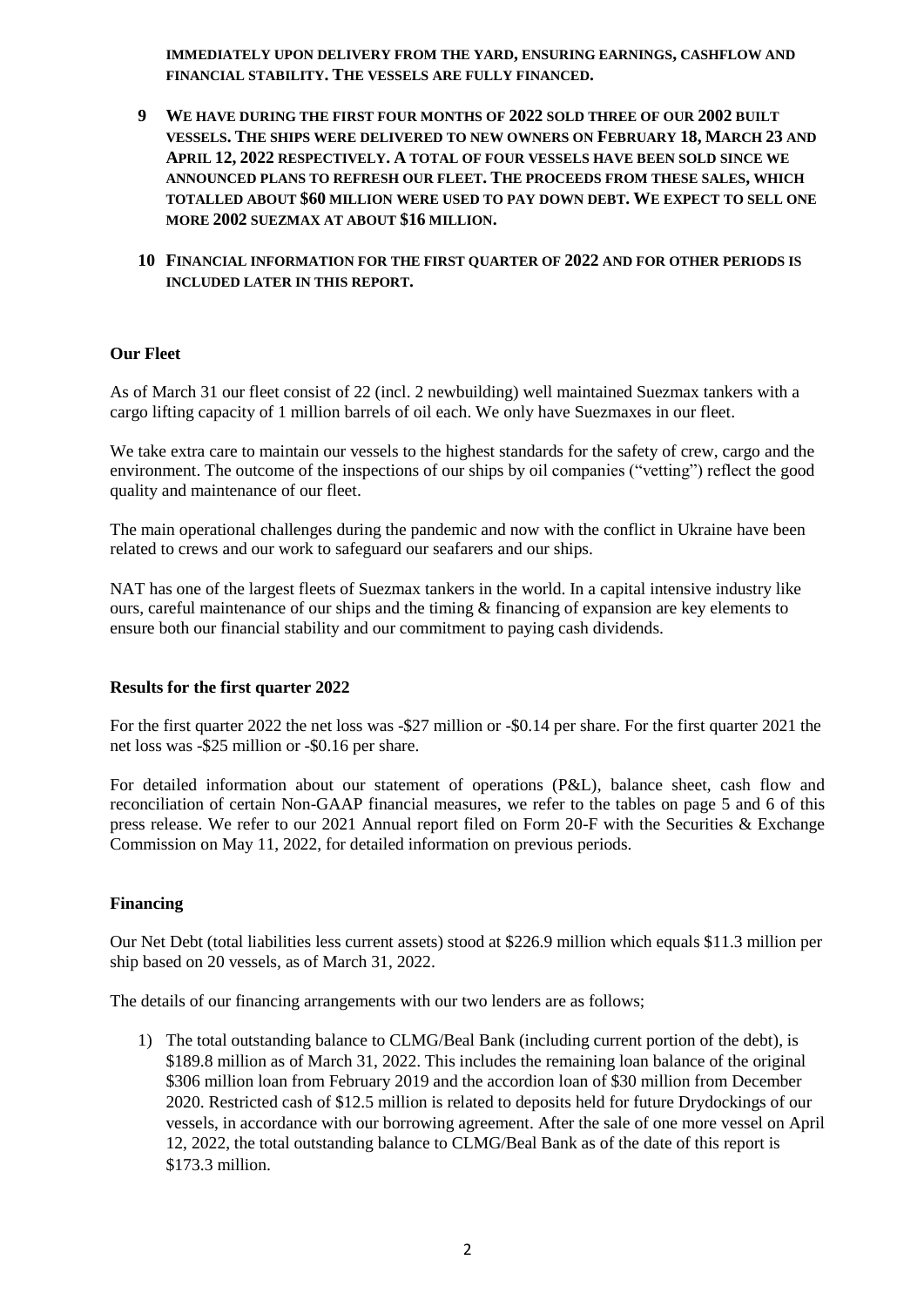**IMMEDIATELY UPON DELIVERY FROM THE YARD, ENSURING EARNINGS, CASHFLOW AND FINANCIAL STABILITY. THE VESSELS ARE FULLY FINANCED.**

9 **WE HAVE DURING THE FIRST FOUR MONTHS OF 2022 SOLD THREE OF OUR 2002 BUILT VESSELS. THE SHIPS WERE DELIVERED TO NEW OWNERS ON FEBRUARY 18, MARCH 23 AND APRIL 12, 2022 RESPECTIVELY. A TOTAL OF FOUR VESSELS HAVE BEEN SOLD SINCE WE ANNOUNCED PLANS TO REFRESH OUR FLEET. THE PROCEEDS FROM THESE SALES, WHICH TOTALLED ABOUT $60 MILLION WERE USED TO PAY DOWN DEBT. WE EXPECT TO SELL ONE MORE 2002 SUEZMAX AT ABOUT $16 MILLION.**

10 **FINANCIAL INFORMATION FOR THE FIRST QUARTER OF 2022 AND FOR OTHER PERIODS IS INCLUDED LATER IN THIS REPORT.**

## Our Fleet

As of March 31 our fleet consist of 22 (incl. 2 newbuilding) well maintained Suezmax tankers with a cargo lifting capacity of 1 million barrels of oil each. We only have Suezmaxes in our fleet.

We take extra care to maintain our vessels to the highest standards for the safety of crew, cargo and the environment. The outcome of the inspections of our ships by oil companies ("vetting") reflect the good quality and maintenance of our fleet.

The main operational challenges during the pandemic and now with the conflict in Ukraine have been related to crews and our work to safeguard our seafarers and our ships.

NAT has one of the largest fleets of Suezmax tankers in the world. In a capital intensive industry like ours, careful maintenance of our ships and the timing & financing of expansion are key elements to ensure both our financial stability and our commitment to paying cash dividends.

## Results for the first quarter 2022

For the first quarter 2022 the net loss was -$27 million or -$0.14 per share. For the first quarter 2021 the net loss was -$25 million or -$0.16 per share.

For detailed information about our statement of operations (P&L), balance sheet, cash flow and reconciliation of certain Non-GAAP financial measures, we refer to the tables on page 5 and 6 of this press release. We refer to our 2021 Annual report filed on Form 20-F with the Securities & Exchange Commission on May 11, 2022, for detailed information on previous periods.

## Financing

Our Net Debt (total liabilities less current assets) stood at $226.9 million which equals $11.3 million per ship based on 20 vessels, as of March 31, 2022.

The details of our financing arrangements with our two lenders are as follows;

1) The total outstanding balance to CLMG/Beal Bank (including current portion of the debt), is $189.8 million as of March 31, 2022. This includes the remaining loan balance of the original $306 million loan from February 2019 and the accordion loan of $30 million from December 2020. Restricted cash of $12.5 million is related to deposits held for future Drydockings of our vessels, in accordance with our borrowing agreement. After the sale of one more vessel on April 12, 2022, the total outstanding balance to CLMG/Beal Bank as of the date of this report is $173.3 million.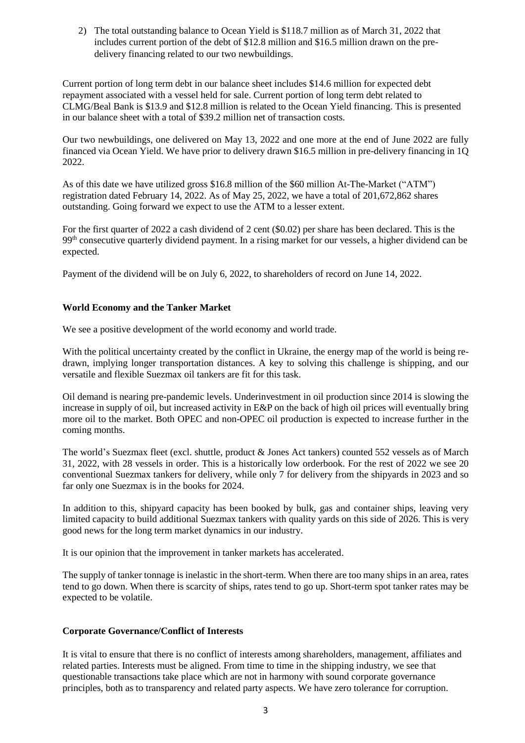2) The total outstanding balance to Ocean Yield is $118.7 million as of March 31, 2022 that includes current portion of the debt of $12.8 million and $16.5 million drawn on the pre-delivery financing related to our two newbuildings.

Current portion of long term debt in our balance sheet includes $14.6 million for expected debt repayment associated with a vessel held for sale. Current portion of long term debt related to CLMG/Beal Bank is $13.9 and $12.8 million is related to the Ocean Yield financing. This is presented in our balance sheet with a total of $39.2 million net of transaction costs.

Our two newbuildings, one delivered on May 13, 2022 and one more at the end of June 2022 are fully financed via Ocean Yield. We have prior to delivery drawn $16.5 million in pre-delivery financing in 1Q 2022.

As of this date we have utilized gross $16.8 million of the $60 million At-The-Market ("ATM") registration dated February 14, 2022. As of May 25, 2022, we have a total of 201,672,862 shares outstanding. Going forward we expect to use the ATM to a lesser extent.

For the first quarter of 2022 a cash dividend of 2 cent ($0.02) per share has been declared. This is the 99th consecutive quarterly dividend payment. In a rising market for our vessels, a higher dividend can be expected.

Payment of the dividend will be on July 6, 2022, to shareholders of record on June 14, 2022.

**World Economy and the Tanker Market**

We see a positive development of the world economy and world trade.

With the political uncertainty created by the conflict in Ukraine, the energy map of the world is being re-drawn, implying longer transportation distances. A key to solving this challenge is shipping, and our versatile and flexible Suezmax oil tankers are fit for this task.

Oil demand is nearing pre-pandemic levels. Underinvestment in oil production since 2014 is slowing the increase in supply of oil, but increased activity in E&P on the back of high oil prices will eventually bring more oil to the market. Both OPEC and non-OPEC oil production is expected to increase further in the coming months.

The world's Suezmax fleet (excl. shuttle, product & Jones Act tankers) counted 552 vessels as of March 31, 2022, with 28 vessels in order. This is a historically low orderbook. For the rest of 2022 we see 20 conventional Suezmax tankers for delivery, while only 7 for delivery from the shipyards in 2023 and so far only one Suezmax is in the books for 2024.

In addition to this, shipyard capacity has been booked by bulk, gas and container ships, leaving very limited capacity to build additional Suezmax tankers with quality yards on this side of 2026. This is very good news for the long term market dynamics in our industry.

It is our opinion that the improvement in tanker markets has accelerated.

The supply of tanker tonnage is inelastic in the short-term. When there are too many ships in an area, rates tend to go down. When there is scarcity of ships, rates tend to go up. Short-term spot tanker rates may be expected to be volatile.

**Corporate Governance/Conflict of Interests**

It is vital to ensure that there is no conflict of interests among shareholders, management, affiliates and related parties. Interests must be aligned. From time to time in the shipping industry, we see that questionable transactions take place which are not in harmony with sound corporate governance principles, both as to transparency and related party aspects. We have zero tolerance for corruption.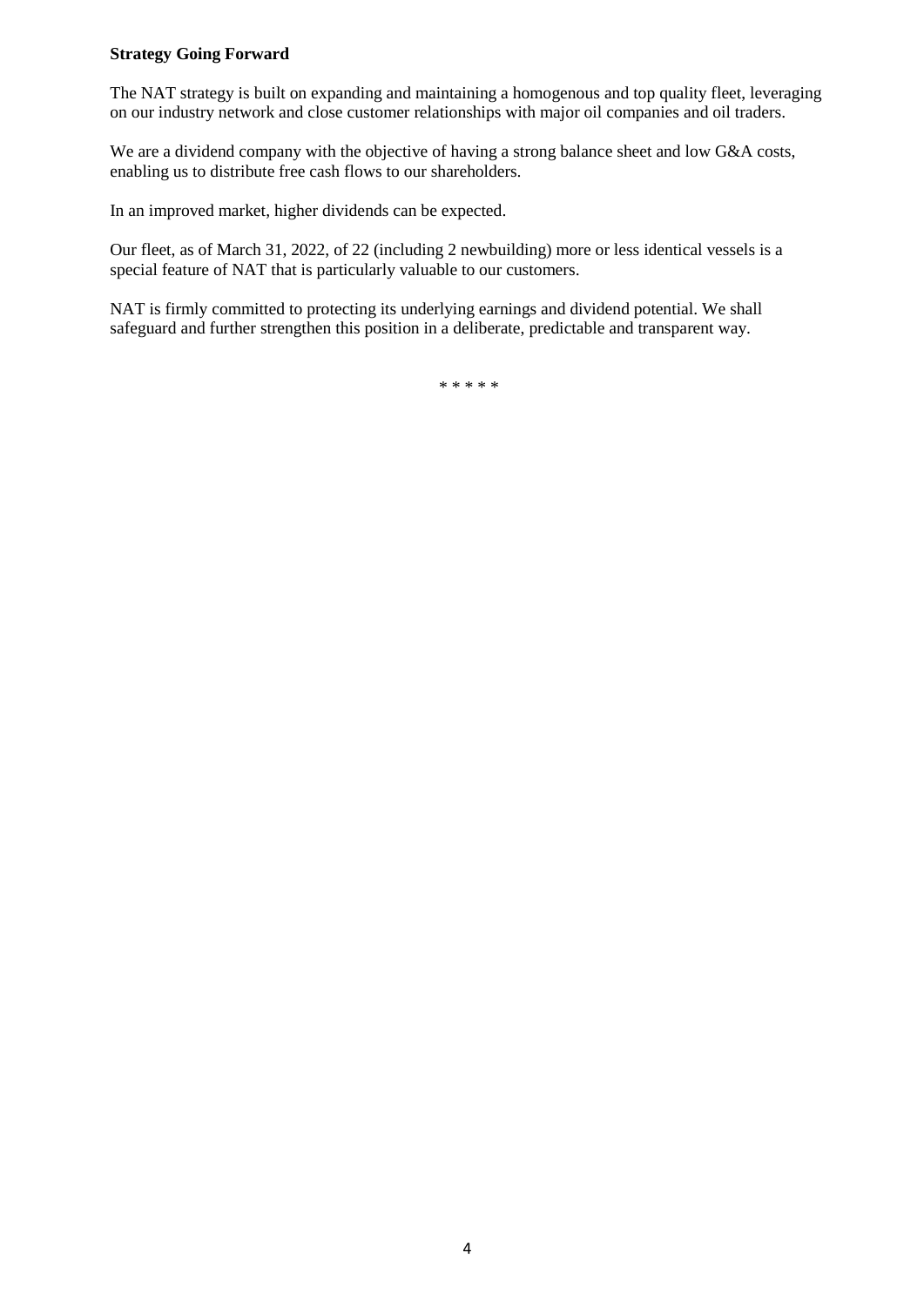**Strategy Going Forward**

The NAT strategy is built on expanding and maintaining a homogenous and top quality fleet, leveraging on our industry network and close customer relationships with major oil companies and oil traders.

We are a dividend company with the objective of having a strong balance sheet and low G&A costs, enabling us to distribute free cash flows to our shareholders.

In an improved market, higher dividends can be expected.

Our fleet, as of March 31, 2022, of 22 (including 2 newbuilding) more or less identical vessels is a special feature of NAT that is particularly valuable to our customers.

NAT is firmly committed to protecting its underlying earnings and dividend potential. We shall safeguard and further strengthen this position in a deliberate, predictable and transparent way.

* * * * *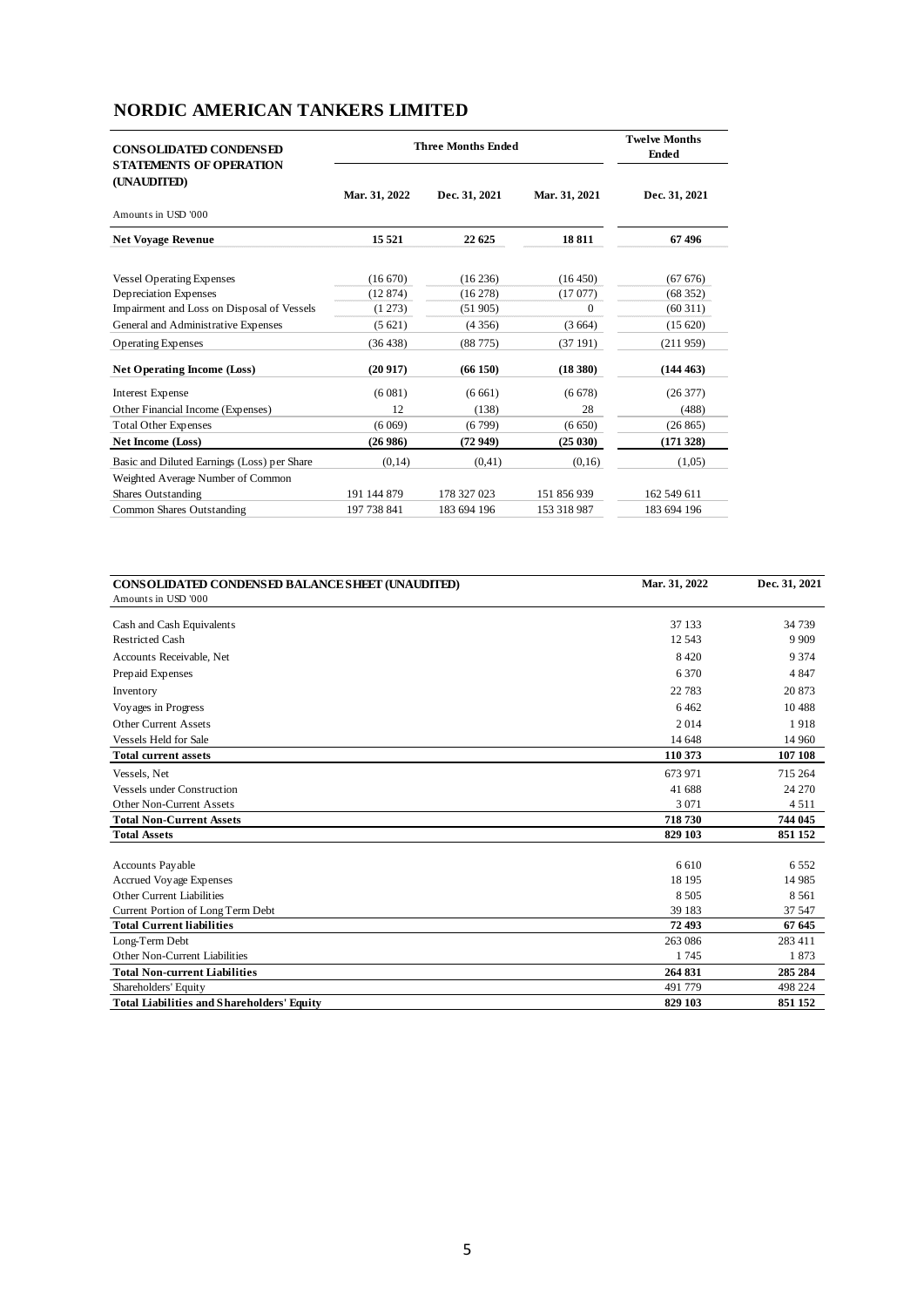# NORDIC AMERICAN TANKERS LIMITED

| CONSOLIDATED CONDENSED STATEMENTS OF OPERATION (UNAUDITED) | Three Months Ended | | | Twelve Months Ended |
|---|---|---|---|---|
| Amounts in USD '000 | Mar. 31, 2022 | Dec. 31, 2021 | Mar. 31, 2021 | Dec. 31, 2021 |
| **Net Voyage Revenue** | **15 521** | **22 625** | **18 811** | **67 496** |
| Vessel Operating Expenses | (16 670) | (16 236) | (16 450) | (67 676) |
| Depreciation Expenses | (12 874) | (16 278) | (17 077) | (68 352) |
| Impairment and Loss on Disposal of Vessels | (1 273) | (51 905) | 0 | (60 311) |
| General and Administrative Expenses | (5 621) | (4 356) | (3 664) | (15 620) |
| Operating Expenses | (36 438) | (88 775) | (37 191) | (211 959) |
| **Net Operating Income (Loss)** | **(20 917)** | **(66 150)** | **(18 380)** | **(144 463)** |
| Interest Expense | (6 081) | (6 661) | (6 678) | (26 377) |
| Other Financial Income (Expenses) | 12 | (138) | 28 | (488) |
| Total Other Expenses | (6 069) | (6 799) | (6 650) | (26 865) |
| **Net Income (Loss)** | **(26 986)** | **(72 949)** | **(25 030)** | **(171 328)** |
| Basic and Diluted Earnings (Loss) per Share | (0,14) | (0,41) | (0,16) | (1,05) |
| Weighted Average Number of Common Shares Outstanding | 191 144 879 | 178 327 023 | 151 856 939 | 162 549 611 |
| Common Shares Outstanding | 197 738 841 | 183 694 196 | 153 318 987 | 183 694 196 |

| CONSOLIDATED CONDENSED BALANCE SHEET (UNAUDITED) | Mar. 31, 2022 | Dec. 31, 2021 |
|---|---|---|
| Amounts in USD '000 | | |
| Cash and Cash Equivalents | 37 133 | 34 739 |
| Restricted Cash | 12 543 | 9 909 |
| Accounts Receivable, Net | 8 420 | 9 374 |
| Prepaid Expenses | 6 370 | 4 847 |
| Inventory | 22 783 | 20 873 |
| Voyages in Progress | 6 462 | 10 488 |
| Other Current Assets | 2 014 | 1 918 |
| Vessels Held for Sale | 14 648 | 14 960 |
| **Total current assets** | **110 373** | **107 108** |
| Vessels, Net | 673 971 | 715 264 |
| Vessels under Construction | 41 688 | 24 270 |
| Other Non-Current Assets | 3 071 | 4 511 |
| **Total Non-Current Assets** | **718 730** | **744 045** |
| **Total Assets** | **829 103** | **851 152** |
| Accounts Payable | 6 610 | 6 552 |
| Accrued Voyage Expenses | 18 195 | 14 985 |
| Other Current Liabilities | 8 505 | 8 561 |
| Current Portion of Long Term Debt | 39 183 | 37 547 |
| **Total Current liabilities** | **72 493** | **67 645** |
| Long-Term Debt | 263 086 | 283 411 |
| Other Non-Current Liabilities | 1 745 | 1 873 |
| **Total Non-current Liabilities** | **264 831** | **285 284** |
| Shareholders' Equity | 491 779 | 498 224 |
| **Total Liabilities and Shareholders' Equity** | **829 103** | **851 152** |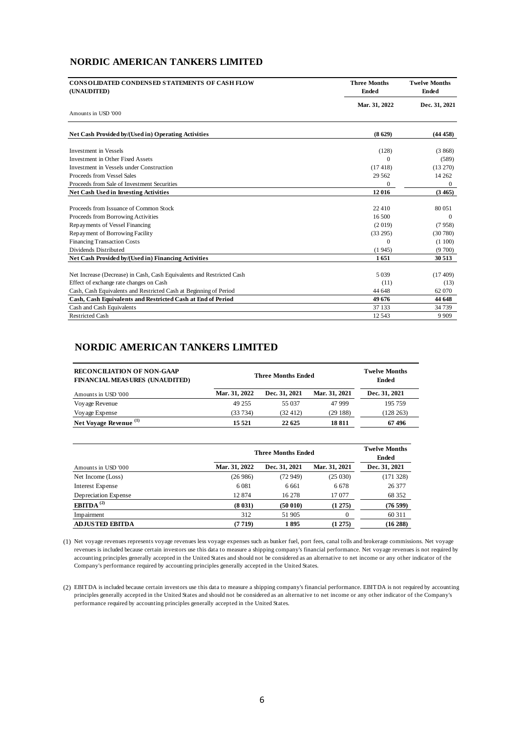## NORDIC AMERICAN TANKERS LIMITED

| CONSOLIDATED CONDENSED STATEMENTS OF CASH FLOW (UNAUDITED) | Three Months Ended | Twelve Months Ended |
|---|---|---|
| Amounts in USD '000 | Mar. 31, 2022 | Dec. 31, 2021 |
| **Net Cash Provided by/(Used in) Operating Activities** | **(8 629)** | **(44 458)** |
| Investment in Vessels | (128) | (3 868) |
| Investment in Other Fixed Assets | 0 | (589) |
| Investment in Vessels under Construction | (17 418) | (13 270) |
| Proceeds from Vessel Sales | 29 562 | 14 262 |
| Proceeds from Sale of Investment Securities | 0 | 0 |
| **Net Cash Used in Investing Activities** | **12 016** | **(3 465)** |
| Proceeds from Issuance of Common Stock | 22 410 | 80 051 |
| Proceeds from Borrowing Activities | 16 500 | 0 |
| Repayments of Vessel Financing | (2 019) | (7 958) |
| Repayment of Borrowing Facility | (33 295) | (30 780) |
| Financing Transaction Costs | 0 | (1 100) |
| Dividends Distributed | (1 945) | (9 700) |
| **Net Cash Provided by/(Used in) Financing Activities** | **1 651** | **30 513** |
| Net Increase (Decrease) in Cash, Cash Equivalents and Restricted Cash | 5 039 | (17 409) |
| Effect of exchange rate changes on Cash | (11) | (13) |
| Cash, Cash Equivalents and Restricted Cash at Beginning of Period | 44 648 | 62 070 |
| **Cash, Cash Equivalents and Restricted Cash at End of Period** | **49 676** | **44 648** |
| Cash and Cash Equivalents | 37 133 | 34 739 |
| Restricted Cash | 12 543 | 9 909 |

## NORDIC AMERICAN TANKERS LIMITED

| RECONCILIATION OF NON-GAAP FINANCIAL MEASURES (UNAUDITED) | Three Months Ended | | | Twelve Months Ended |
|---|---|---|---|---|
| Amounts in USD '000 | Mar. 31, 2022 | Dec. 31, 2021 | Mar. 31, 2021 | Dec. 31, 2021 |
| Voyage Revenue | 49 255 | 55 037 | 47 999 | 195 759 |
| Voyage Expense | (33 734) | (32 412) | (29 188) | (128 263) |
| **Net Voyage Revenue [(1)]** | **15 521** | **22 625** | **18 811** | **67 496** |

| | Three Months Ended | | | Twelve Months Ended |
|---|---|---|---|---|
| Amounts in USD '000 | Mar. 31, 2022 | Dec. 31, 2021 | Mar. 31, 2021 | Dec. 31, 2021 |
| Net Income (Loss) | (26 986) | (72 949) | (25 030) | (171 328) |
| Interest Expense | 6 081 | 6 661 | 6 678 | 26 377 |
| Depreciation Expense | 12 874 | 16 278 | 17 077 | 68 352 |
| **EBITDA [(2)]** | **(8 031)** | **(50 010)** | **(1 275)** | **(76 599)** |
| Impairment | 312 | 51 905 | 0 | 60 311 |
| **ADJUSTED EBITDA** | **(7 719)** | **1 895** | **(1 275)** | **(16 288)** |

(1) Net voyage revenues represents voyage revenues less voyage expenses such as bunker fuel, port fees, canal tolls and brokerage commissions. Net voyage revenues is included because certain investors use this data to measure a shipping company's financial performance. Net voyage revenues is not required by accounting principles generally accepted in the United States and should not be considered as an alternative to net income or any other indicator of the Company's performance required by accounting principles generally accepted in the United States.

(2) EBITDA is included because certain investors use this data to measure a shipping company's financial performance. EBITDA is not required by accounting principles generally accepted in the United States and should not be considered as an alternative to net income or any other indicator of the Company's performance required by accounting principles generally accepted in the United States.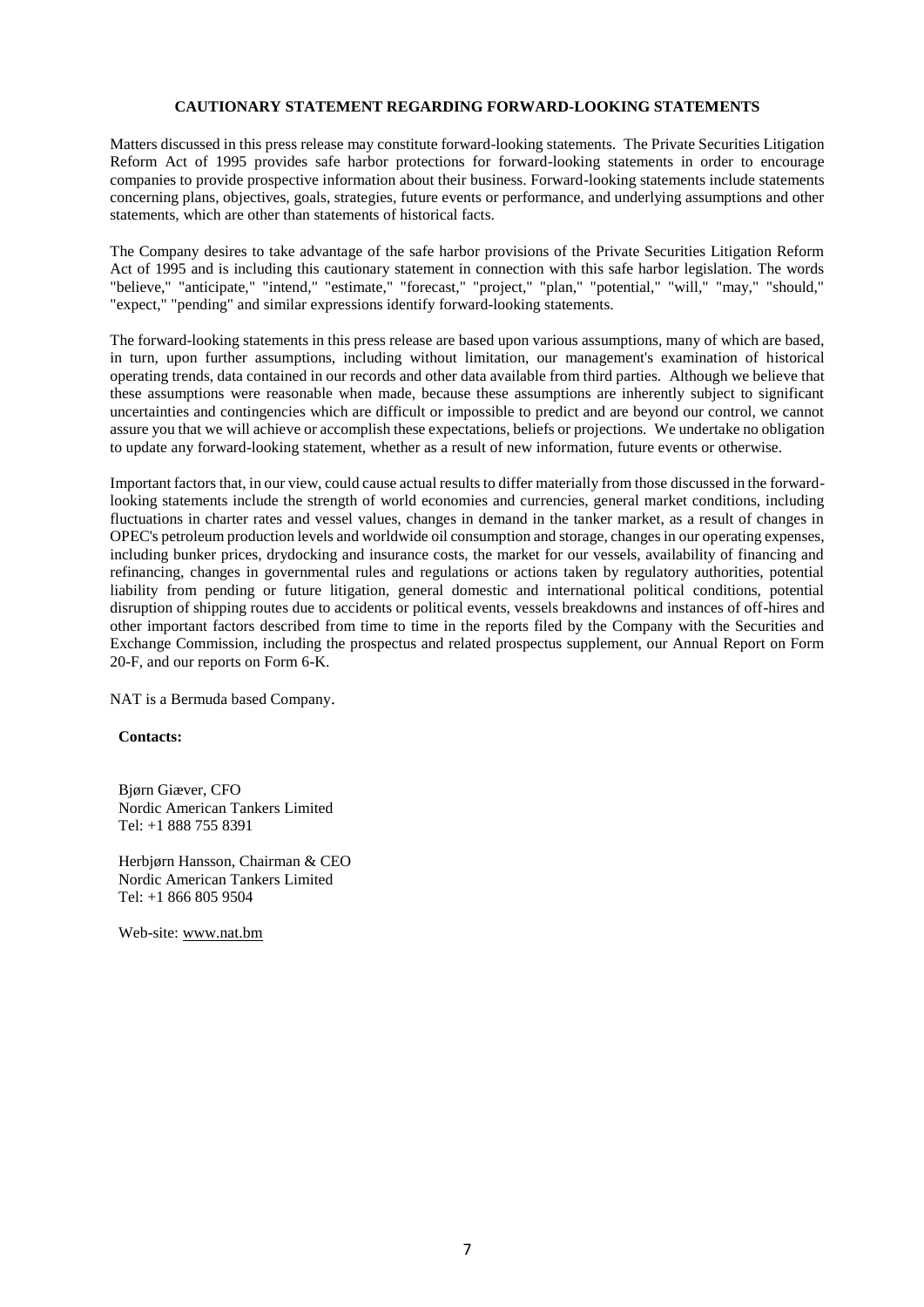**CAUTIONARY STATEMENT REGARDING FORWARD-LOOKING STATEMENTS**

Matters discussed in this press release may constitute forward-looking statements. The Private Securities Litigation Reform Act of 1995 provides safe harbor protections for forward-looking statements in order to encourage companies to provide prospective information about their business. Forward-looking statements include statements concerning plans, objectives, goals, strategies, future events or performance, and underlying assumptions and other statements, which are other than statements of historical facts.

The Company desires to take advantage of the safe harbor provisions of the Private Securities Litigation Reform Act of 1995 and is including this cautionary statement in connection with this safe harbor legislation. The words "believe," "anticipate," "intend," "estimate," "forecast," "project," "plan," "potential," "will," "may," "should," "expect," "pending" and similar expressions identify forward-looking statements.

The forward-looking statements in this press release are based upon various assumptions, many of which are based, in turn, upon further assumptions, including without limitation, our management's examination of historical operating trends, data contained in our records and other data available from third parties. Although we believe that these assumptions were reasonable when made, because these assumptions are inherently subject to significant uncertainties and contingencies which are difficult or impossible to predict and are beyond our control, we cannot assure you that we will achieve or accomplish these expectations, beliefs or projections. We undertake no obligation to update any forward-looking statement, whether as a result of new information, future events or otherwise.

Important factors that, in our view, could cause actual results to differ materially from those discussed in the forward-looking statements include the strength of world economies and currencies, general market conditions, including fluctuations in charter rates and vessel values, changes in demand in the tanker market, as a result of changes in OPEC's petroleum production levels and worldwide oil consumption and storage, changes in our operating expenses, including bunker prices, drydocking and insurance costs, the market for our vessels, availability of financing and refinancing, changes in governmental rules and regulations or actions taken by regulatory authorities, potential liability from pending or future litigation, general domestic and international political conditions, potential disruption of shipping routes due to accidents or political events, vessels breakdowns and instances of off-hires and other important factors described from time to time in the reports filed by the Company with the Securities and Exchange Commission, including the prospectus and related prospectus supplement, our Annual Report on Form 20-F, and our reports on Form 6-K.

NAT is a Bermuda based Company.

**Contacts:**

Bjørn Giæver, CFO
Nordic American Tankers Limited
Tel: +1 888 755 8391

Herbjørn Hansson, Chairman & CEO
Nordic American Tankers Limited
Tel: +1 866 805 9504

Web-site: www.nat.bm